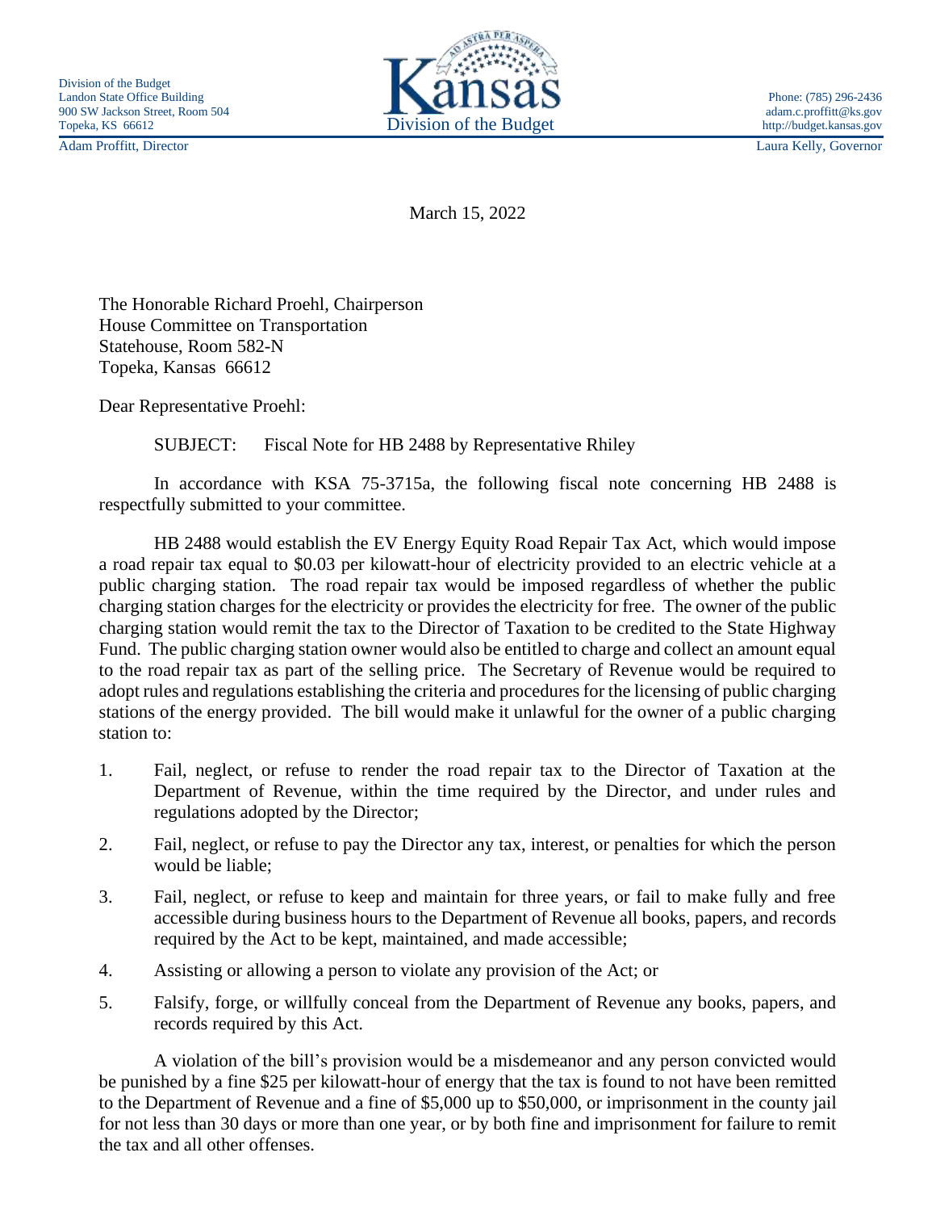Division of the Budget
Landon State Office Building
900 SW Jackson Street, Room 504
Topeka, KS 66612

Kansas
Division of the Budget

Phone: (785) 296-2436
adam.c.proffitt@ks.gov
http://budget.kansas.gov

Adam Proffitt, Director

Laura Kelly, Governor

March 15, 2022

The Honorable Richard Proehl, Chairperson
House Committee on Transportation
Statehouse, Room 582-N
Topeka, Kansas 66612

Dear Representative Proehl:

SUBJECT: Fiscal Note for HB 2488 by Representative Rhiley

In accordance with KSA 75-3715a, the following fiscal note concerning HB 2488 is respectfully submitted to your committee.

HB 2488 would establish the EV Energy Equity Road Repair Tax Act, which would impose a road repair tax equal to $0.03 per kilowatt-hour of electricity provided to an electric vehicle at a public charging station. The road repair tax would be imposed regardless of whether the public charging station charges for the electricity or provides the electricity for free. The owner of the public charging station would remit the tax to the Director of Taxation to be credited to the State Highway Fund. The public charging station owner would also be entitled to charge and collect an amount equal to the road repair tax as part of the selling price. The Secretary of Revenue would be required to adopt rules and regulations establishing the criteria and procedures for the licensing of public charging stations of the energy provided. The bill would make it unlawful for the owner of a public charging station to:

1. Fail, neglect, or refuse to render the road repair tax to the Director of Taxation at the Department of Revenue, within the time required by the Director, and under rules and regulations adopted by the Director;
2. Fail, neglect, or refuse to pay the Director any tax, interest, or penalties for which the person would be liable;
3. Fail, neglect, or refuse to keep and maintain for three years, or fail to make fully and free accessible during business hours to the Department of Revenue all books, papers, and records required by the Act to be kept, maintained, and made accessible;
4. Assisting or allowing a person to violate any provision of the Act; or
5. Falsify, forge, or willfully conceal from the Department of Revenue any books, papers, and records required by this Act.

A violation of the bill's provision would be a misdemeanor and any person convicted would be punished by a fine $25 per kilowatt-hour of energy that the tax is found to not have been remitted to the Department of Revenue and a fine of $5,000 up to $50,000, or imprisonment in the county jail for not less than 30 days or more than one year, or by both fine and imprisonment for failure to remit the tax and all other offenses.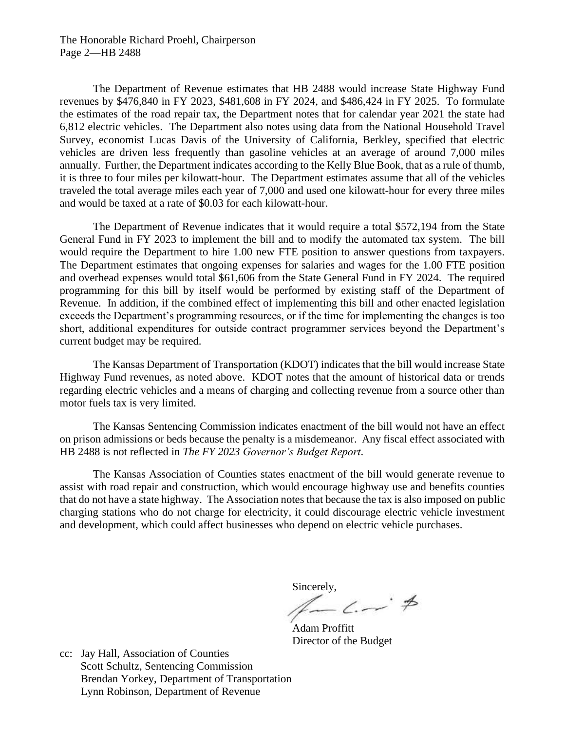The Department of Revenue estimates that HB 2488 would increase State Highway Fund revenues by $476,840 in FY 2023, $481,608 in FY 2024, and $486,424 in FY 2025. To formulate the estimates of the road repair tax, the Department notes that for calendar year 2021 the state had 6,812 electric vehicles. The Department also notes using data from the National Household Travel Survey, economist Lucas Davis of the University of California, Berkley, specified that electric vehicles are driven less frequently than gasoline vehicles at an average of around 7,000 miles annually. Further, the Department indicates according to the Kelly Blue Book, that as a rule of thumb, it is three to four miles per kilowatt-hour. The Department estimates assume that all of the vehicles traveled the total average miles each year of 7,000 and used one kilowatt-hour for every three miles and would be taxed at a rate of $0.03 for each kilowatt-hour.

The Department of Revenue indicates that it would require a total $572,194 from the State General Fund in FY 2023 to implement the bill and to modify the automated tax system. The bill would require the Department to hire 1.00 new FTE position to answer questions from taxpayers. The Department estimates that ongoing expenses for salaries and wages for the 1.00 FTE position and overhead expenses would total $61,606 from the State General Fund in FY 2024. The required programming for this bill by itself would be performed by existing staff of the Department of Revenue. In addition, if the combined effect of implementing this bill and other enacted legislation exceeds the Department's programming resources, or if the time for implementing the changes is too short, additional expenditures for outside contract programmer services beyond the Department's current budget may be required.

The Kansas Department of Transportation (KDOT) indicates that the bill would increase State Highway Fund revenues, as noted above. KDOT notes that the amount of historical data or trends regarding electric vehicles and a means of charging and collecting revenue from a source other than motor fuels tax is very limited.

The Kansas Sentencing Commission indicates enactment of the bill would not have an effect on prison admissions or beds because the penalty is a misdemeanor. Any fiscal effect associated with HB 2488 is not reflected in *The FY 2023 Governor's Budget Report*.

The Kansas Association of Counties states enactment of the bill would generate revenue to assist with road repair and construction, which would encourage highway use and benefits counties that do not have a state highway. The Association notes that because the tax is also imposed on public charging stations who do not charge for electricity, it could discourage electric vehicle investment and development, which could affect businesses who depend on electric vehicle purchases.

Sincerely,

Adam Proffitt
Director of the Budget

cc: Jay Hall, Association of Counties
Scott Schultz, Sentencing Commission
Brendan Yorkey, Department of Transportation
Lynn Robinson, Department of Revenue